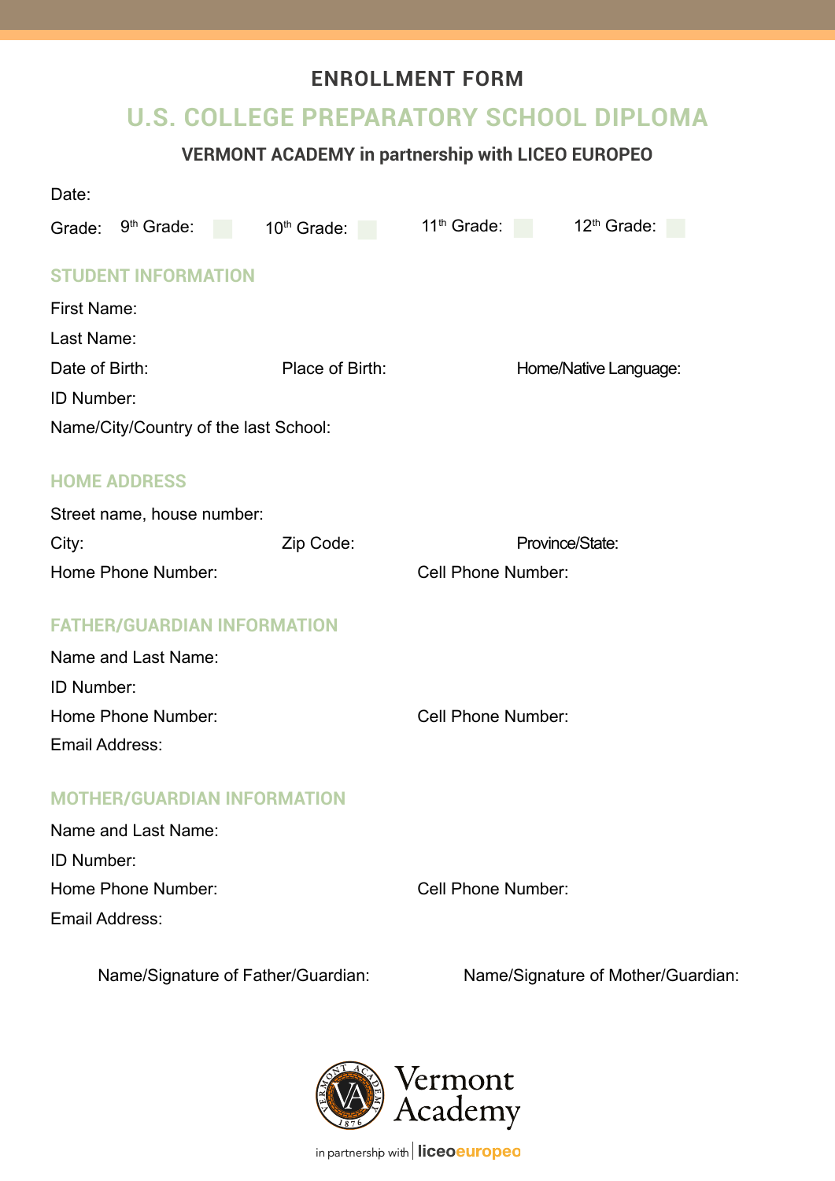# ENROLLMENT FORM

## U.S. COLLEGE PREPARATORY SCHOOL DIPLOMA

### VERMONT ACADEMY in partnership with LICEO EUROPEO

Date:

Grade: 9th Grade: ☐ 10th Grade: ☐ 11th Grade: ☐ 12th Grade: ☐

## STUDENT INFORMATION

First Name:

Last Name:

Date of Birth: Place of Birth: Home/Native Language:

ID Number:

Name/City/Country of the last School:

## HOME ADDRESS

Street name, house number:

City: Zip Code: Province/State:

Home Phone Number: Cell Phone Number:

## FATHER/GUARDIAN INFORMATION

Name and Last Name:

ID Number:

Home Phone Number: Cell Phone Number:

Email Address:

## MOTHER/GUARDIAN INFORMATION

Name and Last Name:

ID Number:

Home Phone Number: Cell Phone Number:

Email Address:

Name/Signature of Father/Guardian: Name/Signature of Mother/Guardian:

Vermont Academy

in partnership with liceoeuropeo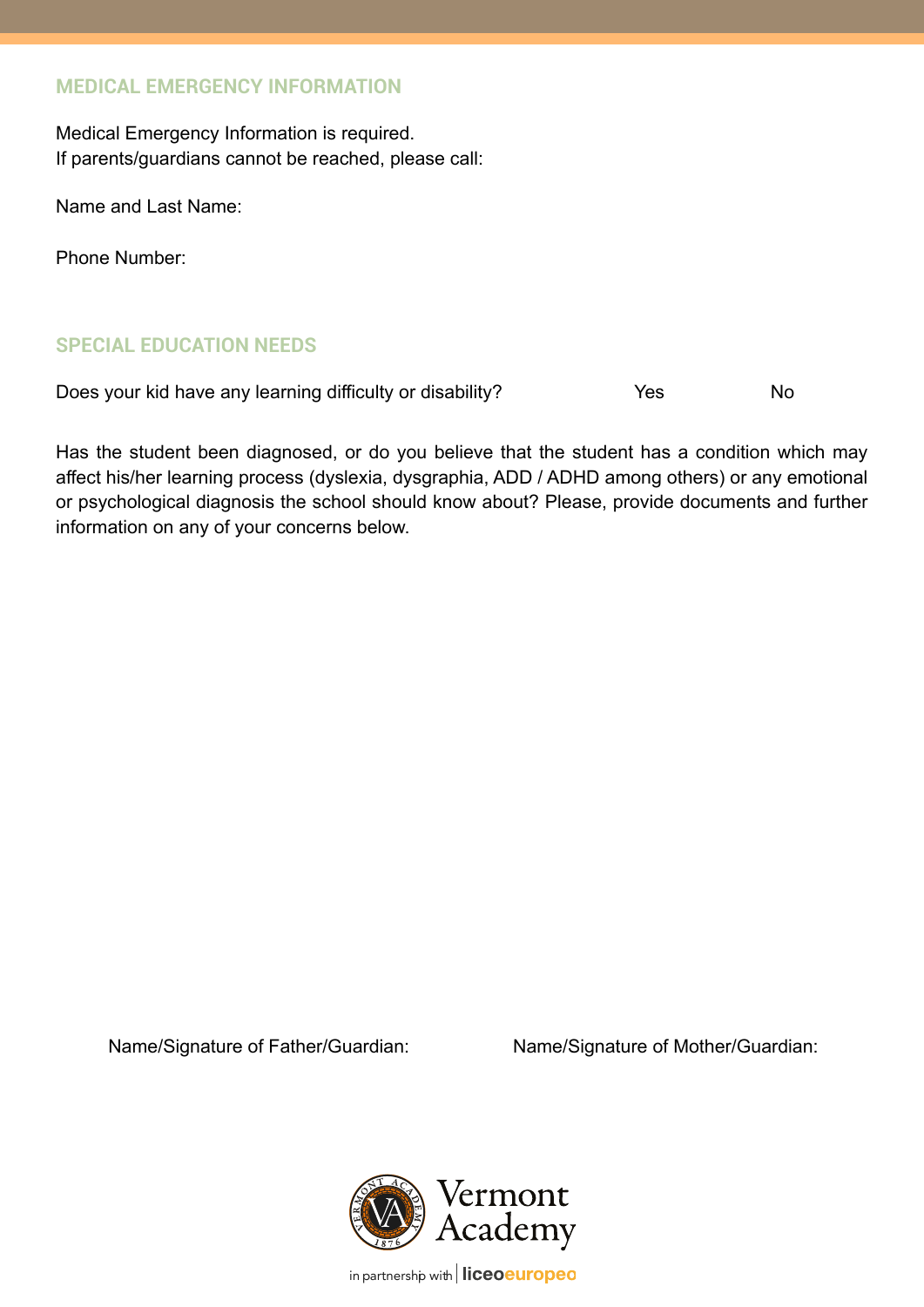## MEDICAL EMERGENCY INFORMATION

Medical Emergency Information is required.
If parents/guardians cannot be reached, please call:

Name and Last Name:

Phone Number:

## SPECIAL EDUCATION NEEDS

Does your kid have any learning difficulty or disability? Yes No

Has the student been diagnosed, or do you believe that the student has a condition which may affect his/her learning process (dyslexia, dysgraphia, ADD / ADHD among others) or any emotional or psychological diagnosis the school should know about? Please, provide documents and further information on any of your concerns below.

Name/Signature of Father/Guardian: Name/Signature of Mother/Guardian:

Vermont Academy

in partnership with liceoeuropeo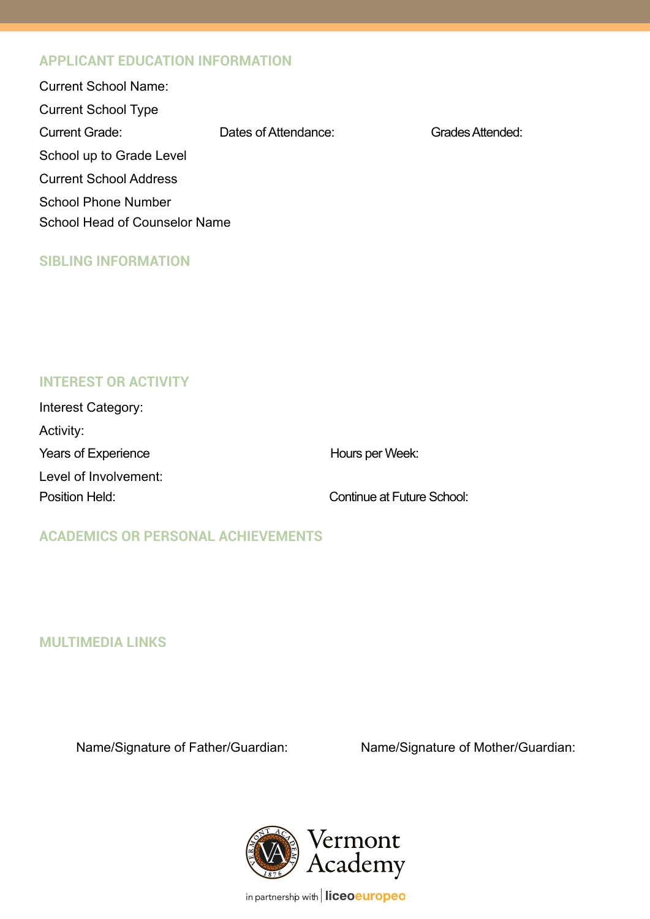## APPLICANT EDUCATION INFORMATION

Current School Name:

Current School Type

Current Grade: Dates of Attendance: Grades Attended:

School up to Grade Level

Current School Address

School Phone Number

School Head of Counselor Name

## SIBLING INFORMATION

## INTEREST OR ACTIVITY

Interest Category:

Activity:

Years of Experience Hours per Week:

Level of Involvement:

Position Held: Continue at Future School:

## ACADEMICS OR PERSONAL ACHIEVEMENTS

## MULTIMEDIA LINKS

Name/Signature of Father/Guardian: Name/Signature of Mother/Guardian:

Vermont Academy

in partnership with liceoeuropeo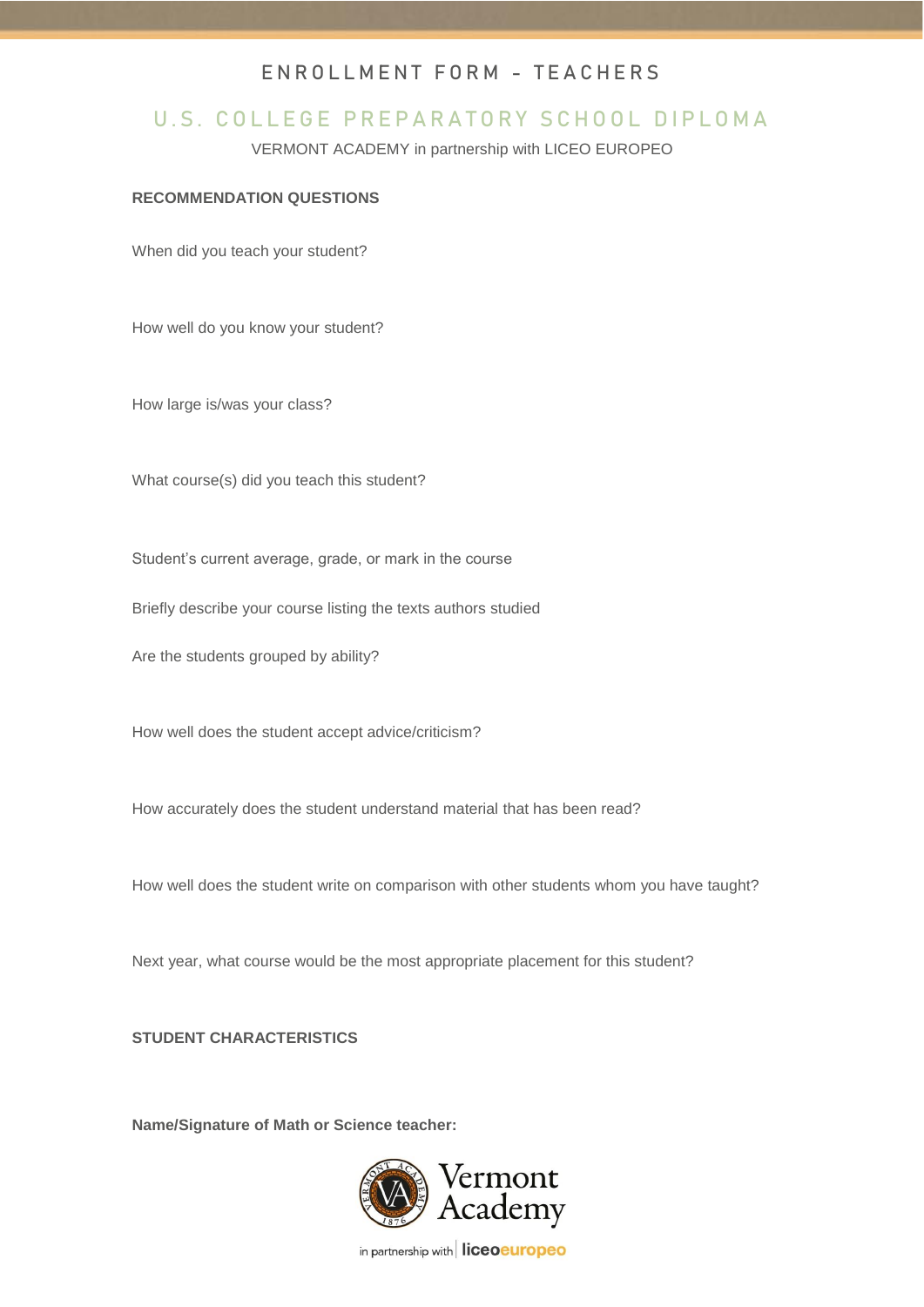# ENROLLMENT FORM – TEACHERS

## U.S. COLLEGE PREPARATORY SCHOOL DIPLOMA

VERMONT ACADEMY in partnership with LICEO EUROPEO

**RECOMMENDATION QUESTIONS**

When did you teach your student?

How well do you know your student?

How large is/was your class?

What course(s) did you teach this student?

Student's current average, grade, or mark in the course

Briefly describe your course listing the texts authors studied

Are the students grouped by ability?

How well does the student accept advice/criticism?

How accurately does the student understand material that has been read?

How well does the student write on comparison with other students whom you have taught?

Next year, what course would be the most appropriate placement for this student?

**STUDENT CHARACTERISTICS**

**Name/Signature of Math or Science teacher:**

Vermont Academy

in partnership with liceoeuropeo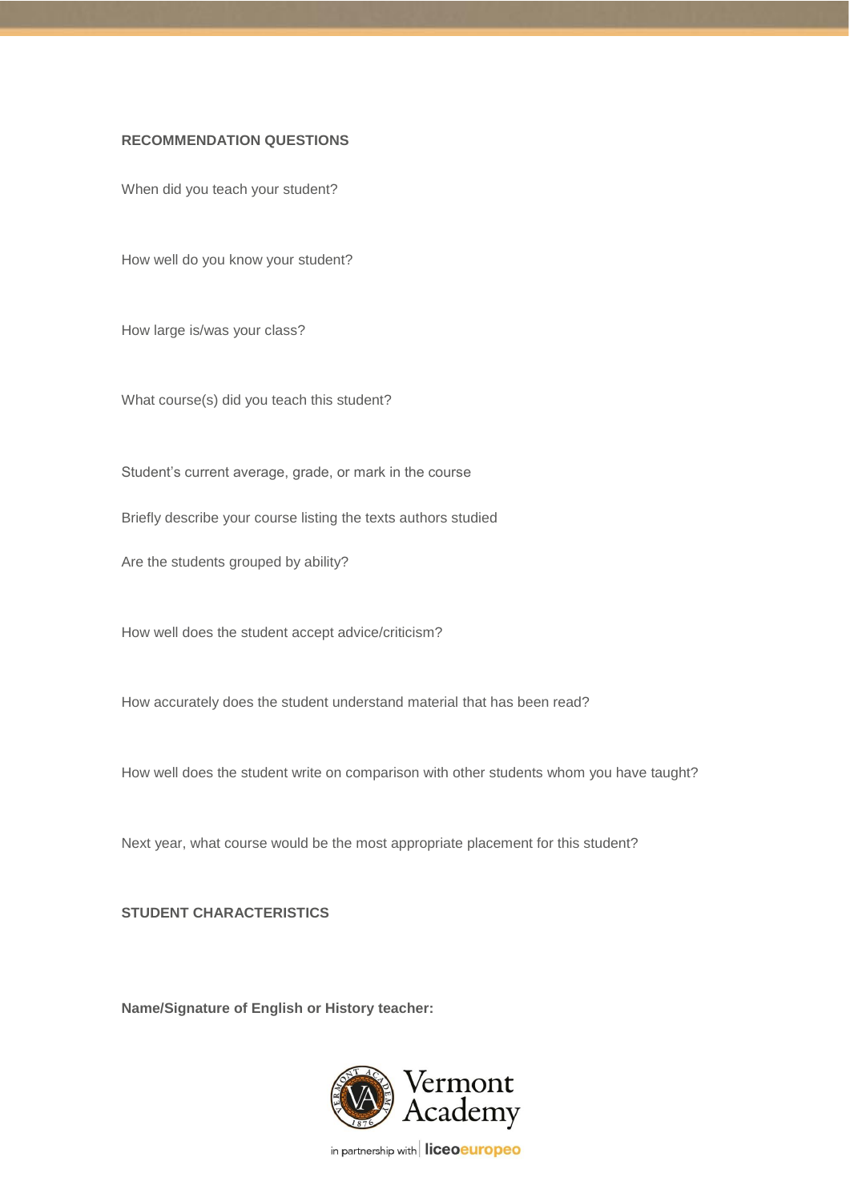**RECOMMENDATION QUESTIONS**

When did you teach your student?

How well do you know your student?

How large is/was your class?

What course(s) did you teach this student?

Student's current average, grade, or mark in the course

Briefly describe your course listing the texts authors studied

Are the students grouped by ability?

How well does the student accept advice/criticism?

How accurately does the student understand material that has been read?

How well does the student write on comparison with other students whom you have taught?

Next year, what course would be the most appropriate placement for this student?

**STUDENT CHARACTERISTICS**

**Name/Signature of English or History teacher:**

Vermont Academy

in partnership with liceoeuropeo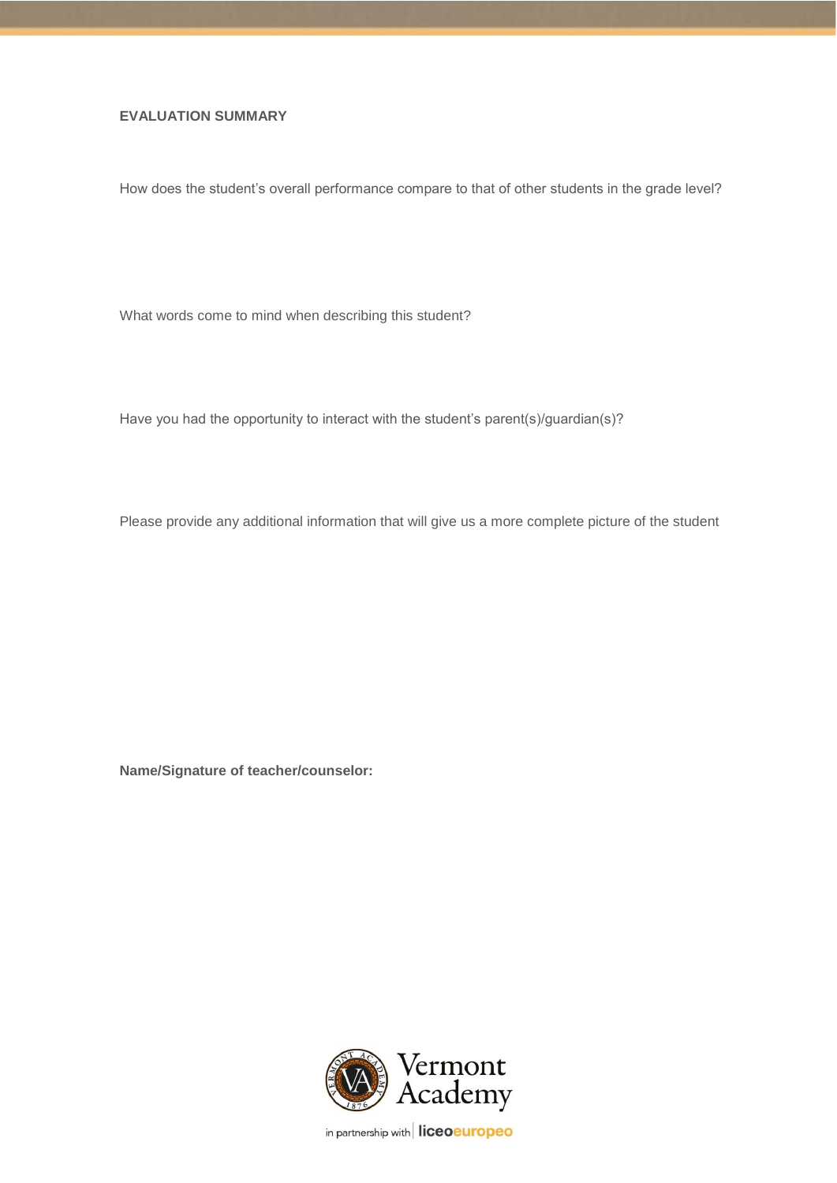**EVALUATION SUMMARY**

How does the student's overall performance compare to that of other students in the grade level?

What words come to mind when describing this student?

Have you had the opportunity to interact with the student's parent(s)/guardian(s)?

Please provide any additional information that will give us a more complete picture of the student

**Name/Signature of teacher/counselor:**

Vermont Academy

in partnership with liceoeuropeo